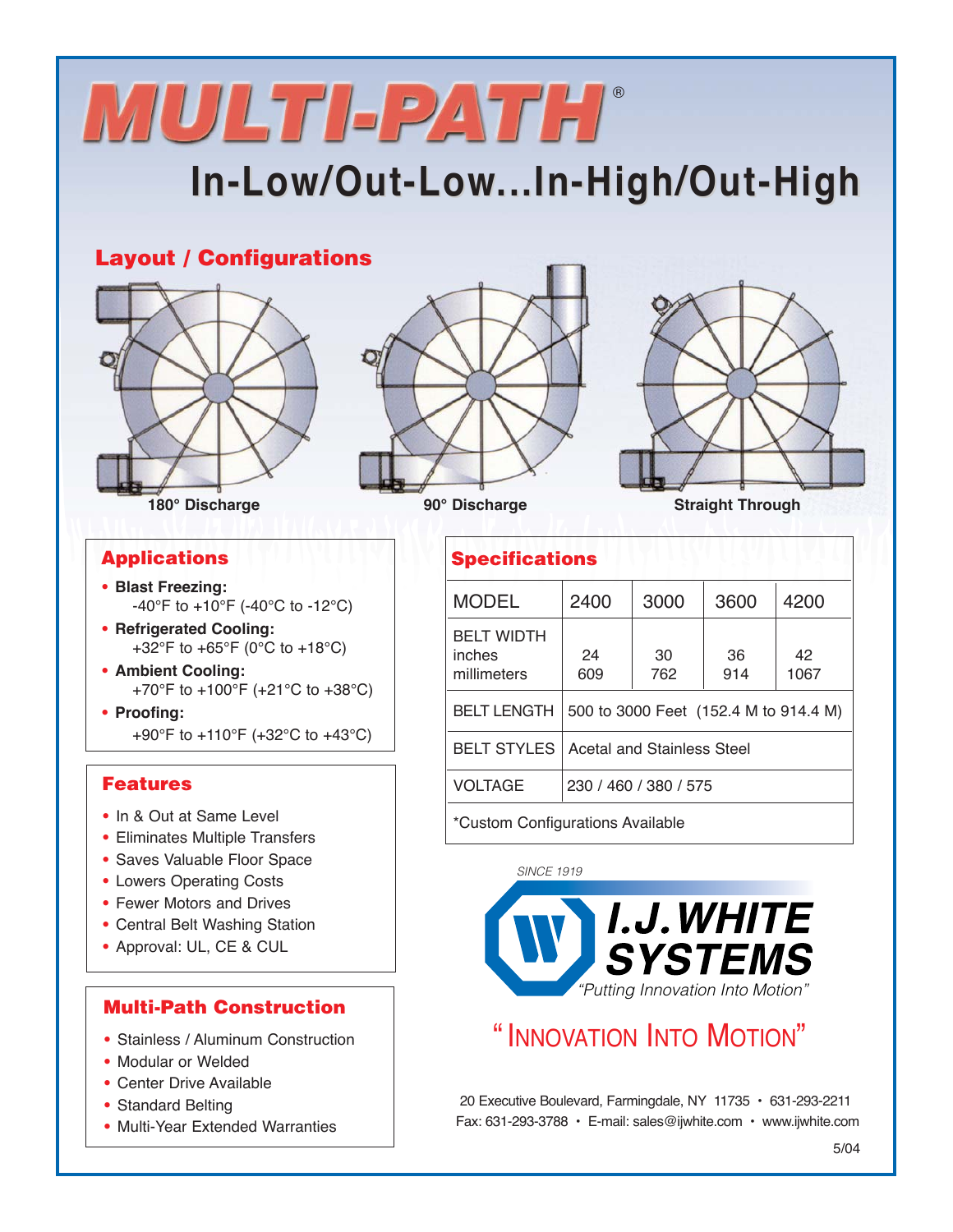# MULTI-PATH®

## In-Low/Out-Low...In-High/Out-High

## Layout / Configurations

180° Discharge

90° Discharge

Straight Through

## Applications

- **Blast Freezing:** -40°F to +10°F (-40°C to -12°C)
- **Refrigerated Cooling:** +32°F to +65°F (0°C to +18°C)
- **Ambient Cooling:** +70°F to +100°F (+21°C to +38°C)
- **Proofing:** +90°F to +110°F (+32°C to +43°C)

## Features

- In & Out at Same Level
- Eliminates Multiple Transfers
- Saves Valuable Floor Space
- Lowers Operating Costs
- Fewer Motors and Drives
- Central Belt Washing Station
- Approval: UL, CE & CUL

## Multi-Path Construction

- Stainless / Aluminum Construction
- Modular or Welded
- Center Drive Available
- Standard Belting
- Multi-Year Extended Warranties

## Specifications

| MODEL | 2400 | 3000 | 3600 | 4200 |
|---|---|---|---|---|
| BELT WIDTH inches millimeters | 24 609 | 30 762 | 36 914 | 42 1067 |
| BELT LENGTH | 500 to 3000 Feet (152.4 M to 914.4 M) | | | |
| BELT STYLES | Acetal and Stainless Steel | | | |
| VOLTAGE | 230 / 460 / 380 / 575 | | | |

*Custom Configurations Available

*SINCE 1919*

**I.J. WHITE SYSTEMS**

*"Putting Innovation Into Motion"*

"INNOVATION INTO MOTION"

20 Executive Boulevard, Farmingdale, NY 11735 • 631-293-2211
Fax: 631-293-3788 • E-mail: sales@ijwhite.com • www.ijwhite.com

5/04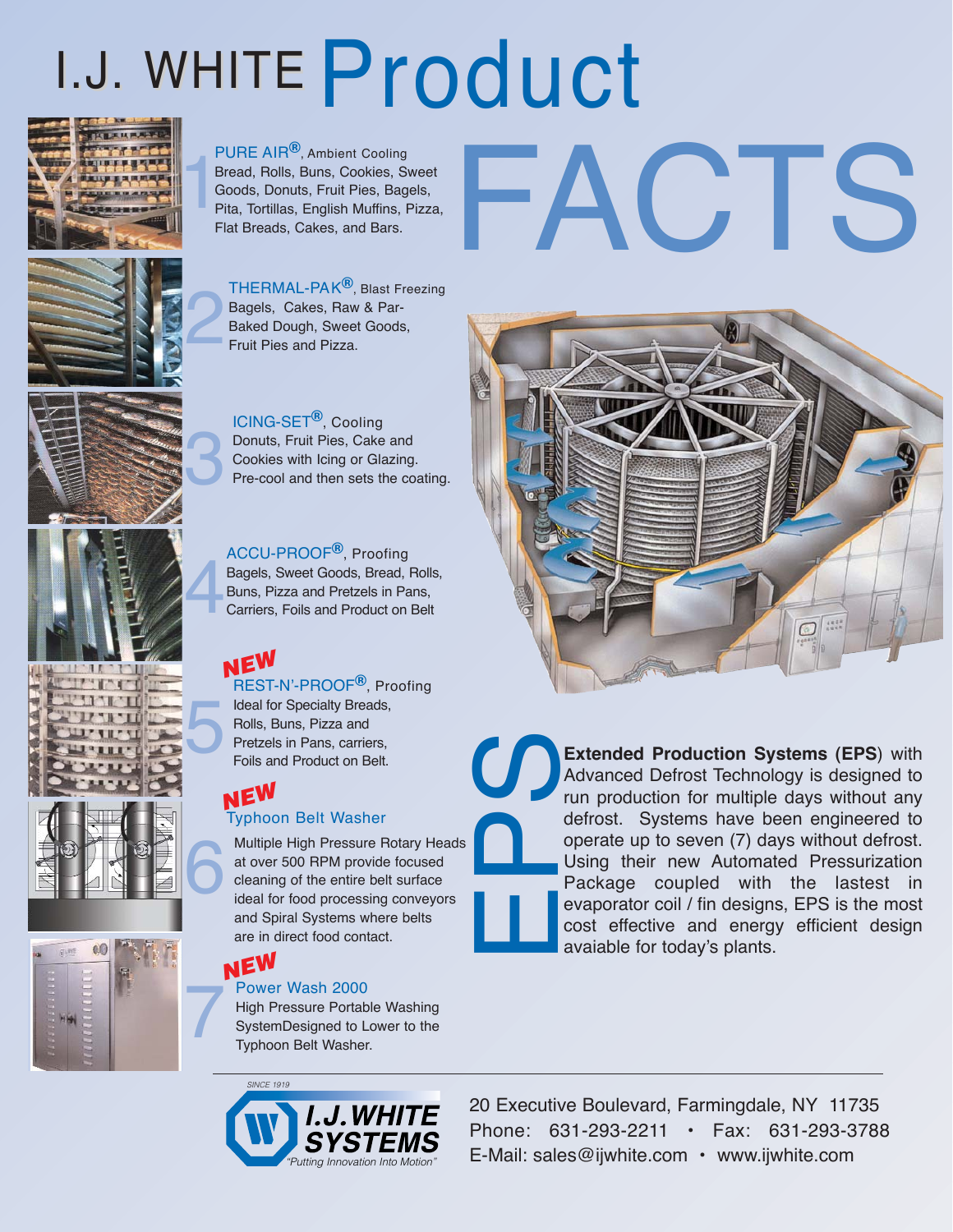# I.J. WHITE Product FACTS

## 1 PURE AIR®, Ambient Cooling

Bread, Rolls, Buns, Cookies, Sweet Goods, Donuts, Fruit Pies, Bagels, Pita, Tortillas, English Muffins, Pizza, Flat Breads, Cakes, and Bars.

## 2 THERMAL-PAK®, Blast Freezing

Bagels, Cakes, Raw & Par-Baked Dough, Sweet Goods, Fruit Pies and Pizza.

## 3 ICING-SET®, Cooling

Donuts, Fruit Pies, Cake and Cookies with Icing or Glazing. Pre-cool and then sets the coating.

## 4 ACCU-PROOF®, Proofing

Bagels, Sweet Goods, Bread, Rolls, Buns, Pizza and Pretzels in Pans, Carriers, Foils and Product on Belt

## 5 NEW REST-N'-PROOF®, Proofing

Ideal for Specialty Breads, Rolls, Buns, Pizza and Pretzels in Pans, carriers, Foils and Product on Belt.

## 6 NEW Typhoon Belt Washer

Multiple High Pressure Rotary Heads at over 500 RPM provide focused cleaning of the entire belt surface ideal for food processing conveyors and Spiral Systems where belts are in direct food contact.

## 7 NEW Power Wash 2000

High Pressure Portable Washing SystemDesigned to Lower to the Typhoon Belt Washer.

## EPS

**Extended Production Systems (EPS**) with Advanced Defrost Technology is designed to run production for multiple days without any defrost. Systems have been engineered to operate up to seven (7) days without defrost. Using their new Automated Pressurization Package coupled with the lastest in evaporator coil / fin designs, EPS is the most cost effective and energy efficient design avaiable for today's plants.

SINCE 1919

**I.J.WHITE SYSTEMS**

*"Putting Innovation Into Motion"*

20 Executive Boulevard, Farmingdale, NY 11735
Phone: 631-293-2211 • Fax: 631-293-3788
E-Mail: sales@ijwhite.com • www.ijwhite.com